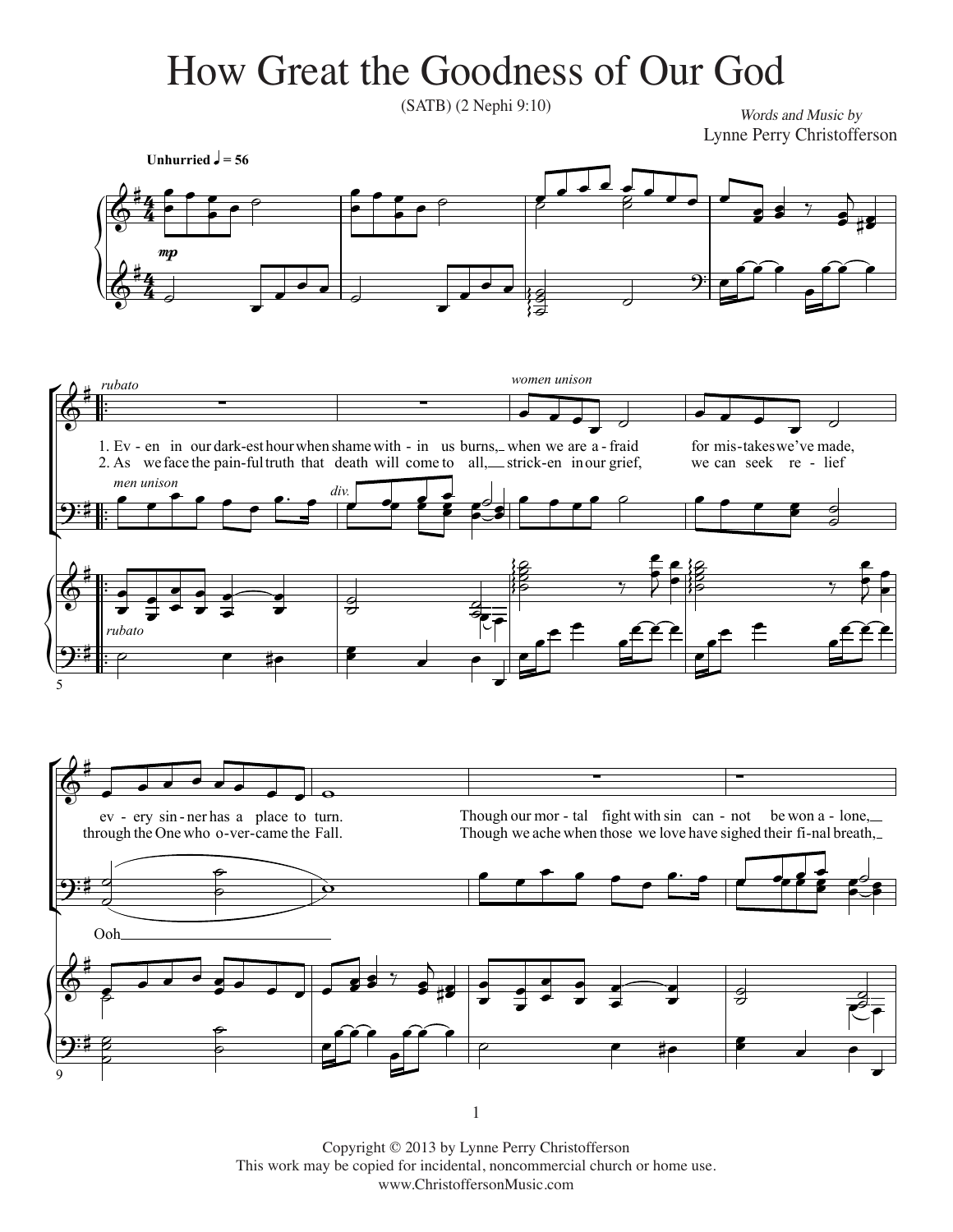# How Great the Goodness of Our God

(SATB) (2 Nephi 9:10)

*Words and Music by*
Lynne Perry Christofferson

**Unhurried** ♩ = 56

*mp*

*rubato*

*men unison*

*div.*

*women unison*

1. Ev - en in our dark-est hour when shame with - in us burns, when we are a - fraid for mis - takes we've made, ev - ery sin - ner has a place to turn.
2. As we face the pain-ful truth that death will come to all, strick-en in our grief, we can seek re - lief through the One who o - ver - came the Fall.

Ooh

Though our mor - tal fight with sin can - not be won a - lone,
Though we ache when those we love have sighed their fi - nal breath,

Copyright © 2013 by Lynne Perry Christofferson
This work may be copied for incidental, noncommercial church or home use.
www.ChristoffersonMusic.com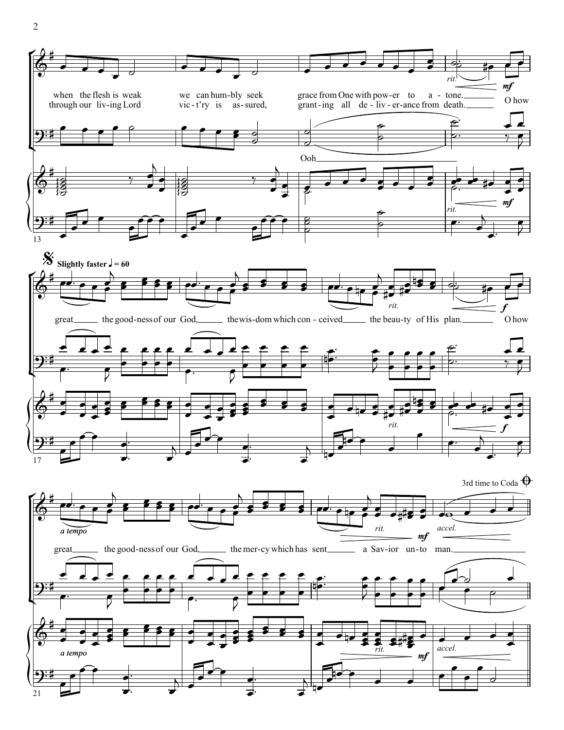when the flesh is weak we can hum-bly seek grace from One with pow-er to a-tone. O how

through our liv-ing Lord vic-t'ry is as-sured, grant-ing all de-liv-er-ance from death.

Ooh

*rit.* *mf*

**Slightly faster ♩ = 60**

great the good-ness of our God, the wis-dom which con-ceived the beau-ty of His plan. O how

*rit.* *f*

*a tempo*

great the good-ness of our God, the mer-cy which has sent a Sav-ior un-to man.

*rit.* *mf* *accel.*

3rd time to Coda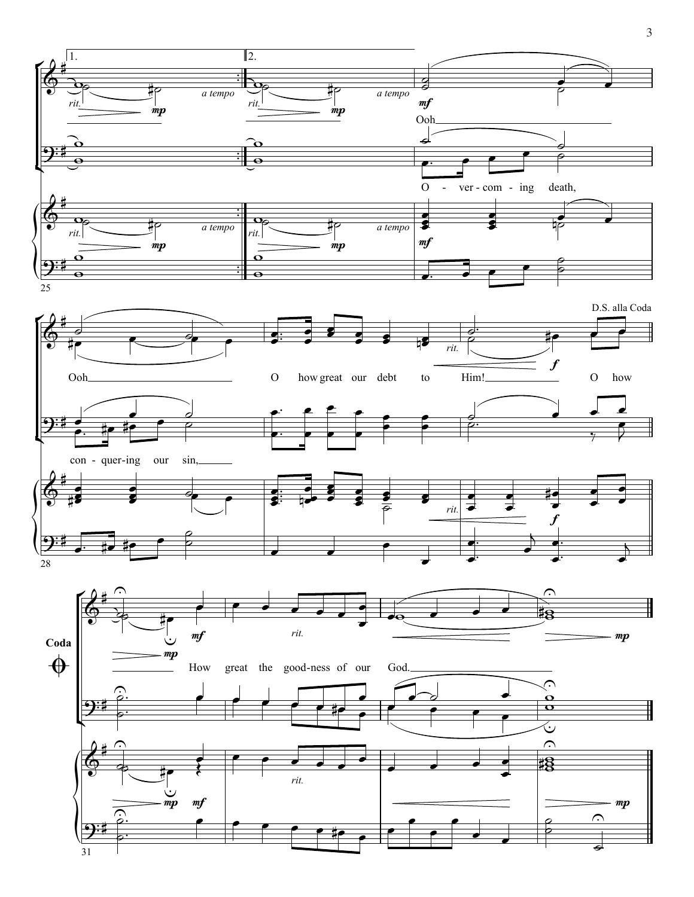1. 2.

*rit.* *mp* *a tempo* *rit.* *mp* *a tempo* *mf*

Ooh

O - ver - com - ing death,

Ooh

con - quer-ing our sin,

O how great our debt to Him! O how

*rit.* *f*

D.S. alla Coda

**Coda**

*mp* *mf* *rit.* *mp*

How great the good-ness of our God.